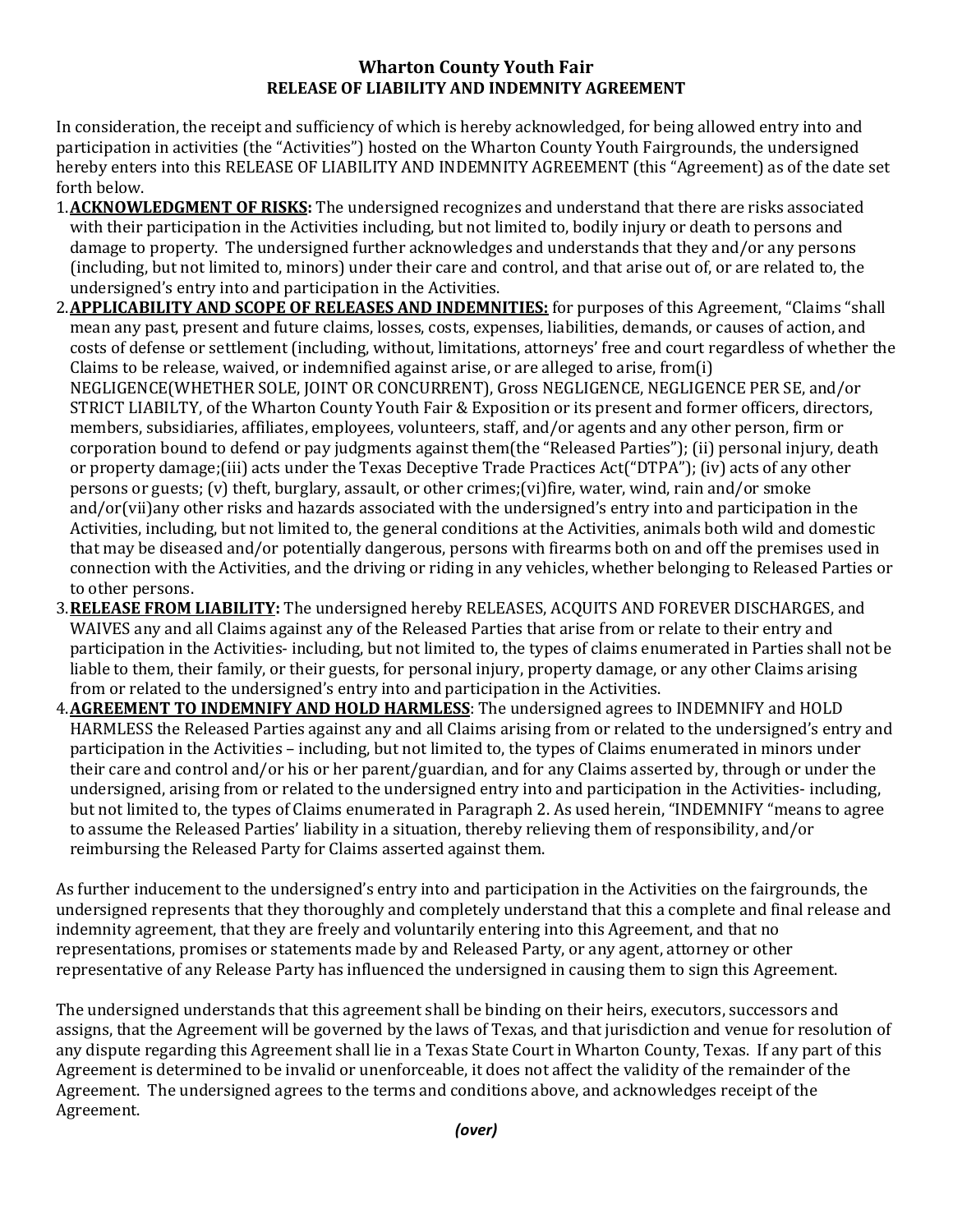**Wharton County Youth Fair**
**RELEASE OF LIABILITY AND INDEMNITY AGREEMENT**

In consideration, the receipt and sufficiency of which is hereby acknowledged, for being allowed entry into and participation in activities (the "Activities") hosted on the Wharton County Youth Fairgrounds, the undersigned hereby enters into this RELEASE OF LIABILITY AND INDEMNITY AGREEMENT (this "Agreement) as of the date set forth below.

1. **ACKNOWLEDGMENT OF RISKS:** The undersigned recognizes and understand that there are risks associated with their participation in the Activities including, but not limited to, bodily injury or death to persons and damage to property. The undersigned further acknowledges and understands that they and/or any persons (including, but not limited to, minors) under their care and control, and that arise out of, or are related to, the undersigned's entry into and participation in the Activities.
2. **APPLICABILITY AND SCOPE OF RELEASES AND INDEMNITIES:** for purposes of this Agreement, "Claims "shall mean any past, present and future claims, losses, costs, expenses, liabilities, demands, or causes of action, and costs of defense or settlement (including, without, limitations, attorneys' free and court regardless of whether the Claims to be release, waived, or indemnified against arise, or are alleged to arise, from(i) NEGLIGENCE(WHETHER SOLE, JOINT OR CONCURRENT), Gross NEGLIGENCE, NEGLIGENCE PER SE, and/or STRICT LIABILTY, of the Wharton County Youth Fair & Exposition or its present and former officers, directors, members, subsidiaries, affiliates, employees, volunteers, staff, and/or agents and any other person, firm or corporation bound to defend or pay judgments against them(the "Released Parties"); (ii) personal injury, death or property damage;(iii) acts under the Texas Deceptive Trade Practices Act("DTPA"); (iv) acts of any other persons or guests; (v) theft, burglary, assault, or other crimes;(vi)fire, water, wind, rain and/or smoke and/or(vii)any other risks and hazards associated with the undersigned's entry into and participation in the Activities, including, but not limited to, the general conditions at the Activities, animals both wild and domestic that may be diseased and/or potentially dangerous, persons with firearms both on and off the premises used in connection with the Activities, and the driving or riding in any vehicles, whether belonging to Released Parties or to other persons.
3. **RELEASE FROM LIABILITY:** The undersigned hereby RELEASES, ACQUITS AND FOREVER DISCHARGES, and WAIVES any and all Claims against any of the Released Parties that arise from or relate to their entry and participation in the Activities- including, but not limited to, the types of claims enumerated in Parties shall not be liable to them, their family, or their guests, for personal injury, property damage, or any other Claims arising from or related to the undersigned's entry into and participation in the Activities.
4. **AGREEMENT TO INDEMNIFY AND HOLD HARMLESS**: The undersigned agrees to INDEMNIFY and HOLD HARMLESS the Released Parties against any and all Claims arising from or related to the undersigned's entry and participation in the Activities – including, but not limited to, the types of Claims enumerated in minors under their care and control and/or his or her parent/guardian, and for any Claims asserted by, through or under the undersigned, arising from or related to the undersigned entry into and participation in the Activities- including, but not limited to, the types of Claims enumerated in Paragraph 2. As used herein, "INDEMNIFY "means to agree to assume the Released Parties' liability in a situation, thereby relieving them of responsibility, and/or reimbursing the Released Party for Claims asserted against them.

As further inducement to the undersigned's entry into and participation in the Activities on the fairgrounds, the undersigned represents that they thoroughly and completely understand that this a complete and final release and indemnity agreement, that they are freely and voluntarily entering into this Agreement, and that no representations, promises or statements made by and Released Party, or any agent, attorney or other representative of any Release Party has influenced the undersigned in causing them to sign this Agreement.

The undersigned understands that this agreement shall be binding on their heirs, executors, successors and assigns, that the Agreement will be governed by the laws of Texas, and that jurisdiction and venue for resolution of any dispute regarding this Agreement shall lie in a Texas State Court in Wharton County, Texas. If any part of this Agreement is determined to be invalid or unenforceable, it does not affect the validity of the remainder of the Agreement. The undersigned agrees to the terms and conditions above, and acknowledges receipt of the Agreement.

***(over)***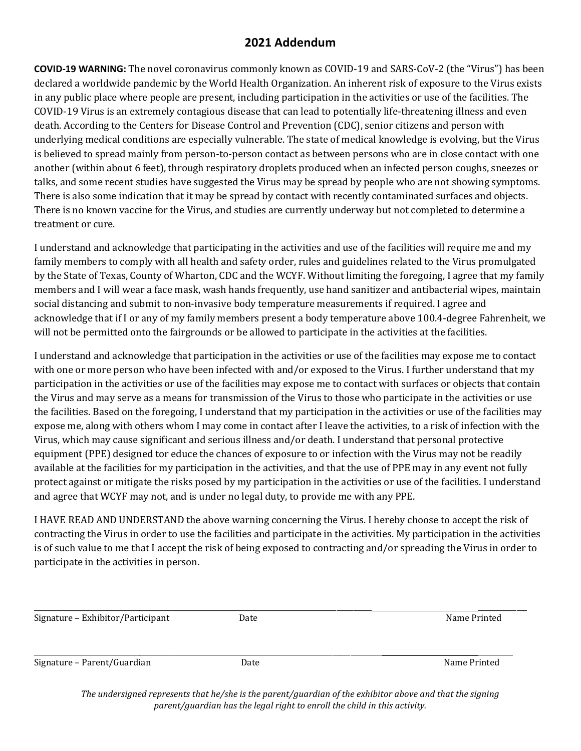# 2021 Addendum

**COVID-19 WARNING:** The novel coronavirus commonly known as COVID-19 and SARS-CoV-2 (the "Virus") has been declared a worldwide pandemic by the World Health Organization. An inherent risk of exposure to the Virus exists in any public place where people are present, including participation in the activities or use of the facilities. The COVID-19 Virus is an extremely contagious disease that can lead to potentially life-threatening illness and even death. According to the Centers for Disease Control and Prevention (CDC), senior citizens and person with underlying medical conditions are especially vulnerable. The state of medical knowledge is evolving, but the Virus is believed to spread mainly from person-to-person contact as between persons who are in close contact with one another (within about 6 feet), through respiratory droplets produced when an infected person coughs, sneezes or talks, and some recent studies have suggested the Virus may be spread by people who are not showing symptoms. There is also some indication that it may be spread by contact with recently contaminated surfaces and objects. There is no known vaccine for the Virus, and studies are currently underway but not completed to determine a treatment or cure.

I understand and acknowledge that participating in the activities and use of the facilities will require me and my family members to comply with all health and safety order, rules and guidelines related to the Virus promulgated by the State of Texas, County of Wharton, CDC and the WCYF. Without limiting the foregoing, I agree that my family members and I will wear a face mask, wash hands frequently, use hand sanitizer and antibacterial wipes, maintain social distancing and submit to non-invasive body temperature measurements if required. I agree and acknowledge that if I or any of my family members present a body temperature above 100.4-degree Fahrenheit, we will not be permitted onto the fairgrounds or be allowed to participate in the activities at the facilities.

I understand and acknowledge that participation in the activities or use of the facilities may expose me to contact with one or more person who have been infected with and/or exposed to the Virus. I further understand that my participation in the activities or use of the facilities may expose me to contact with surfaces or objects that contain the Virus and may serve as a means for transmission of the Virus to those who participate in the activities or use the facilities. Based on the foregoing, I understand that my participation in the activities or use of the facilities may expose me, along with others whom I may come in contact after I leave the activities, to a risk of infection with the Virus, which may cause significant and serious illness and/or death. I understand that personal protective equipment (PPE) designed tor educe the chances of exposure to or infection with the Virus may not be readily available at the facilities for my participation in the activities, and that the use of PPE may in any event not fully protect against or mitigate the risks posed by my participation in the activities or use of the facilities. I understand and agree that WCYF may not, and is under no legal duty, to provide me with any PPE.

I HAVE READ AND UNDERSTAND the above warning concerning the Virus. I hereby choose to accept the risk of contracting the Virus in order to use the facilities and participate in the activities. My participation in the activities is of such value to me that I accept the risk of being exposed to contracting and/or spreading the Virus in order to participate in the activities in person.

_______________________________________________________________________________________________

Signature – Exhibitor/Participant Date Name Printed

_______________________________________________________________________________________________

Signature – Parent/Guardian Date Name Printed

*The undersigned represents that he/she is the parent/guardian of the exhibitor above and that the signing parent/guardian has the legal right to enroll the child in this activity.*